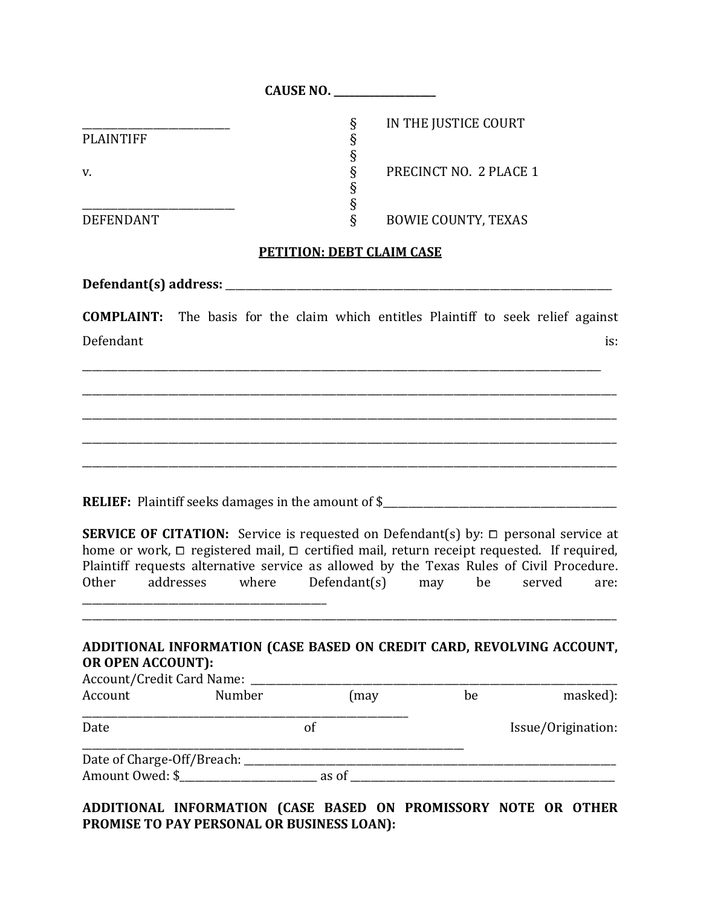**CAUSE NO. ___________________**

| | | |
|---|---|---|
| ___________________________ | § | IN THE JUSTICE COURT |
| PLAINTIFF | § | |
| | § | |
| v. | § | PRECINCT NO. 2 PLACE 1 |
| | § | |
| ___________________________ | § | |
| DEFENDANT | § | BOWIE COUNTY, TEXAS |

**PETITION: DEBT CLAIM CASE**

**Defendant(s) address:** ______________________________________________________________________________

**COMPLAINT:** The basis for the claim which entitles Plaintiff to seek relief against Defendant is:

_____________________________________________________________________________________________________

_____________________________________________________________________________________________________

_____________________________________________________________________________________________________

_____________________________________________________________________________________________________

_____________________________________________________________________________________________________

**RELIEF:** Plaintiff seeks damages in the amount of $_____________________________________________

**SERVICE OF CITATION:** Service is requested on Defendant(s) by: ☐ personal service at home or work, ☐ registered mail, ☐ certified mail, return receipt requested. If required, Plaintiff requests alternative service as allowed by the Texas Rules of Civil Procedure. Other addresses where Defendant(s) may be served are: _____________________________________________

_____________________________________________________________________________________________________

**ADDITIONAL INFORMATION (CASE BASED ON CREDIT CARD, REVOLVING ACCOUNT, OR OPEN ACCOUNT):**

Account/Credit Card Name: _________________________________________________________________________

Account Number (may be masked): _____________________________________________________________

Date of Issue/Origination: _________________________________________________________________________

Date of Charge-Off/Breach: _________________________________________________________________________

Amount Owed: $__________________________ as of ____________________________________________________

**ADDITIONAL INFORMATION (CASE BASED ON PROMISSORY NOTE OR OTHER PROMISE TO PAY PERSONAL OR BUSINESS LOAN):**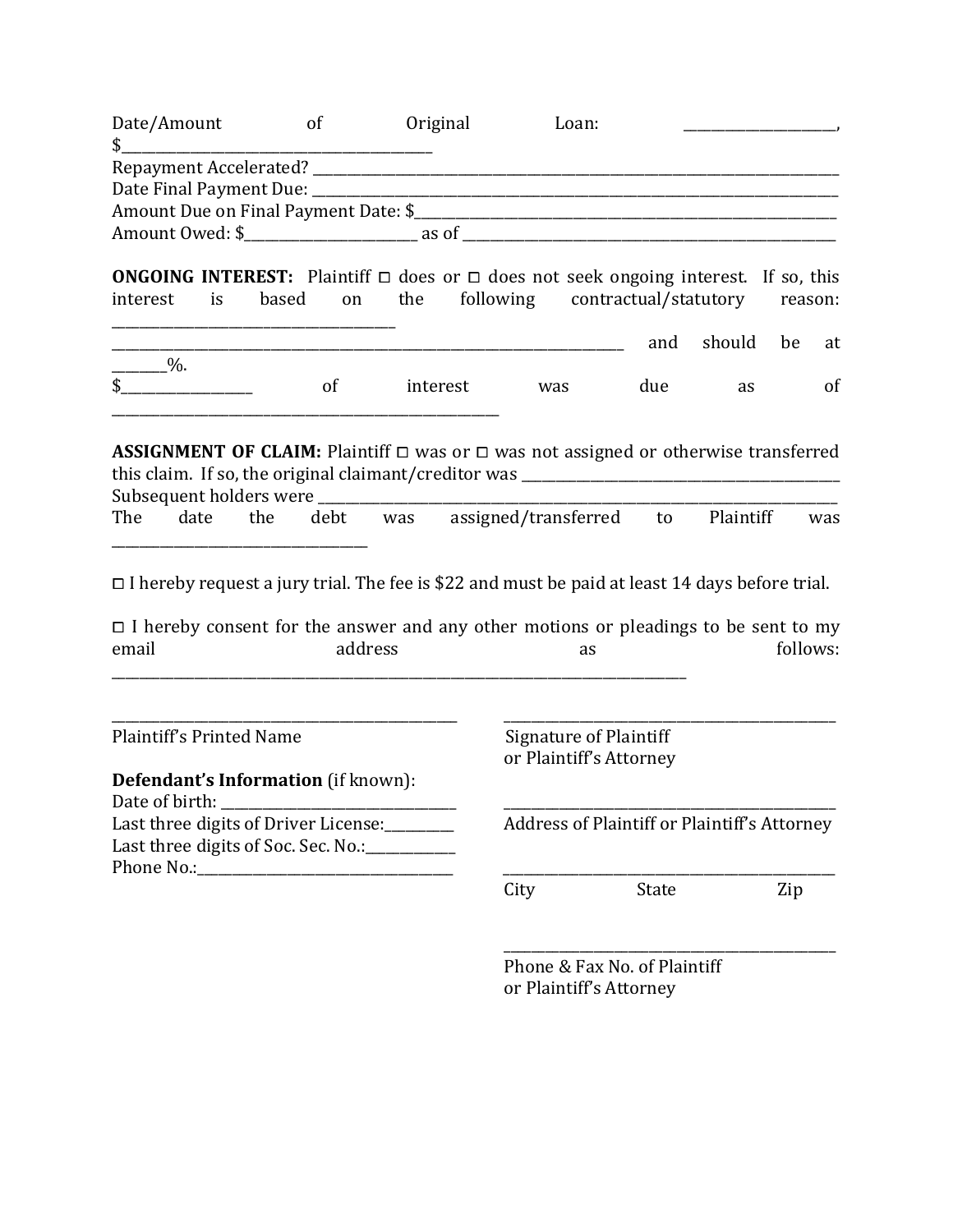Date/Amount of Original Loan: ____________________, $___________________________________________

Repayment Accelerated? ___________________________________________________________________________

Date Final Payment Due: ___________________________________________________________________________

Amount Due on Final Payment Date: $_________________________________________________________

Amount Owed: $________________________ as of ________________________________________________

**ONGOING INTEREST:** Plaintiff ◻ does or ◻ does not seek ongoing interest. If so, this interest is based on the following contractual/statutory reason: ______________________________________ ________________________________________________________________________ and should be at _______%.

$_________________ of interest was due as of ______________________________________________________

**ASSIGNMENT OF CLAIM:** Plaintiff ◻ was or ◻ was not assigned or otherwise transferred this claim. If so, the original claimant/creditor was ___________________________________________

Subsequent holders were ___________________________________________________________________________

The date the debt was assigned/transferred to Plaintiff was __________________________________

◻ I hereby request a jury trial. The fee is $22 and must be paid at least 14 days before trial.

◻ I hereby consent for the answer and any other motions or pleadings to be sent to my email address as follows: ________________________________________________________________________________

_______________________________________________
Plaintiff's Printed Name

_______________________________________________
Signature of Plaintiff
or Plaintiff's Attorney

**Defendant's Information** (if known):

Date of birth: _________________________________

Last three digits of Driver License:_________

Last three digits of Soc. Sec. No.:____________

Phone No.:_____________________________________

_______________________________________________
Address of Plaintiff or Plaintiff's Attorney

_______________________________________________
City State Zip

_______________________________________________
Phone & Fax No. of Plaintiff
or Plaintiff's Attorney